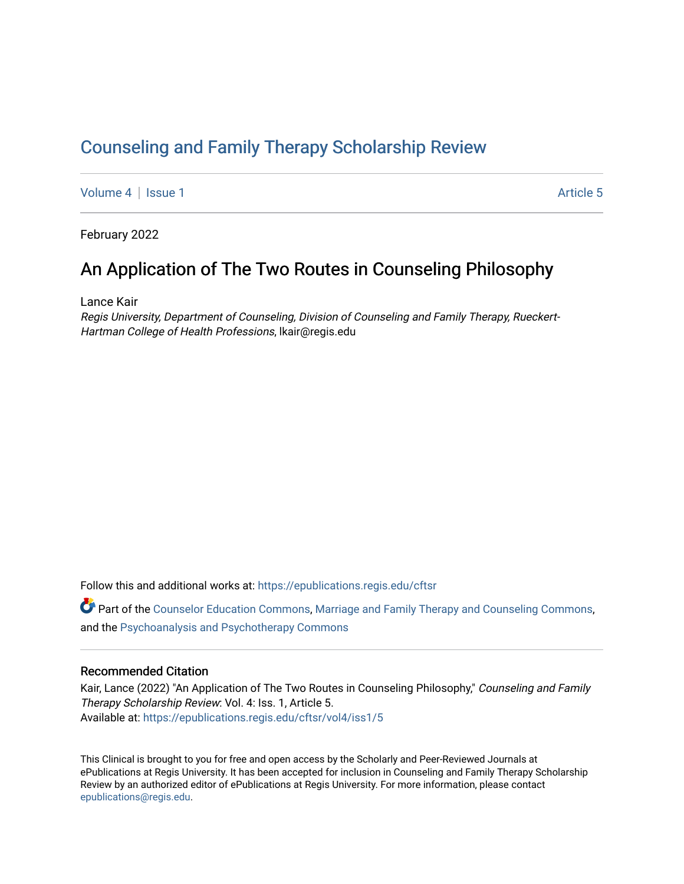# Counseling and Family Therapy Scholarship Review

Volume 4 | Issue 1 Article 5

February 2022

## An Application of The Two Routes in Counseling Philosophy

Lance Kair
*Regis University, Department of Counseling, Division of Counseling and Family Therapy, Rueckert-Hartman College of Health Professions*, lkair@regis.edu

Follow this and additional works at: https://epublications.regis.edu/cftsr

Part of the Counselor Education Commons, Marriage and Family Therapy and Counseling Commons, and the Psychoanalysis and Psychotherapy Commons

### Recommended Citation

Kair, Lance (2022) "An Application of The Two Routes in Counseling Philosophy," *Counseling and Family Therapy Scholarship Review*: Vol. 4: Iss. 1, Article 5.
Available at: https://epublications.regis.edu/cftsr/vol4/iss1/5

This Clinical is brought to you for free and open access by the Scholarly and Peer-Reviewed Journals at ePublications at Regis University. It has been accepted for inclusion in Counseling and Family Therapy Scholarship Review by an authorized editor of ePublications at Regis University. For more information, please contact epublications@regis.edu.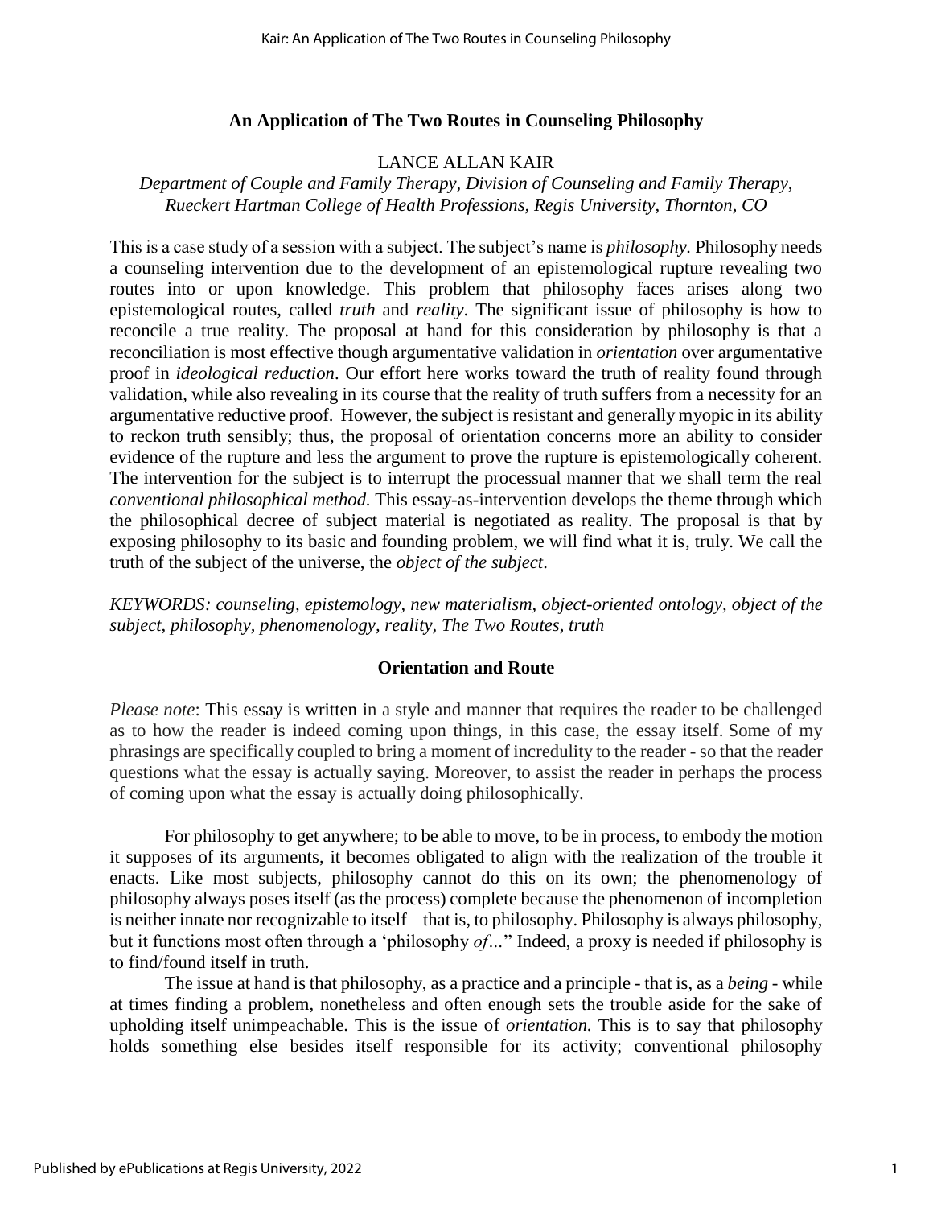## An Application of The Two Routes in Counseling Philosophy

LANCE ALLAN KAIR

*Department of Couple and Family Therapy, Division of Counseling and Family Therapy, Rueckert Hartman College of Health Professions, Regis University, Thornton, CO*

This is a case study of a session with a subject. The subject's name is *philosophy.* Philosophy needs a counseling intervention due to the development of an epistemological rupture revealing two routes into or upon knowledge. This problem that philosophy faces arises along two epistemological routes, called *truth* and *reality*. The significant issue of philosophy is how to reconcile a true reality. The proposal at hand for this consideration by philosophy is that a reconciliation is most effective though argumentative validation in *orientation* over argumentative proof in *ideological reduction*. Our effort here works toward the truth of reality found through validation, while also revealing in its course that the reality of truth suffers from a necessity for an argumentative reductive proof. However, the subject is resistant and generally myopic in its ability to reckon truth sensibly; thus, the proposal of orientation concerns more an ability to consider evidence of the rupture and less the argument to prove the rupture is epistemologically coherent. The intervention for the subject is to interrupt the processual manner that we shall term the real *conventional philosophical method.* This essay-as-intervention develops the theme through which the philosophical decree of subject material is negotiated as reality. The proposal is that by exposing philosophy to its basic and founding problem, we will find what it is, truly. We call the truth of the subject of the universe, the *object of the subject*.

*KEYWORDS: counseling, epistemology, new materialism, object-oriented ontology, object of the subject, philosophy, phenomenology, reality, The Two Routes, truth*

### Orientation and Route

*Please note*: This essay is written in a style and manner that requires the reader to be challenged as to how the reader is indeed coming upon things, in this case, the essay itself. Some of my phrasings are specifically coupled to bring a moment of incredulity to the reader - so that the reader questions what the essay is actually saying. Moreover, to assist the reader in perhaps the process of coming upon what the essay is actually doing philosophically.

For philosophy to get anywhere; to be able to move, to be in process, to embody the motion it supposes of its arguments, it becomes obligated to align with the realization of the trouble it enacts. Like most subjects, philosophy cannot do this on its own; the phenomenology of philosophy always poses itself (as the process) complete because the phenomenon of incompletion is neither innate nor recognizable to itself – that is, to philosophy. Philosophy is always philosophy, but it functions most often through a 'philosophy *of*...'' Indeed, a proxy is needed if philosophy is to find/found itself in truth.

The issue at hand is that philosophy, as a practice and a principle - that is, as a *being* - while at times finding a problem, nonetheless and often enough sets the trouble aside for the sake of upholding itself unimpeachable. This is the issue of *orientation.* This is to say that philosophy holds something else besides itself responsible for its activity; conventional philosophy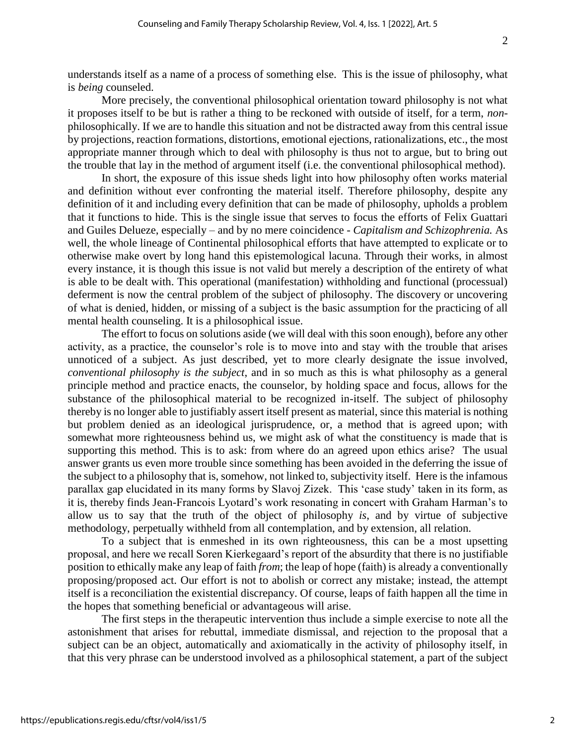understands itself as a name of a process of something else. This is the issue of philosophy, what is *being* counseled.

More precisely, the conventional philosophical orientation toward philosophy is not what it proposes itself to be but is rather a thing to be reckoned with outside of itself, for a term, *non*-philosophically. If we are to handle this situation and not be distracted away from this central issue by projections, reaction formations, distortions, emotional ejections, rationalizations, etc., the most appropriate manner through which to deal with philosophy is thus not to argue, but to bring out the trouble that lay in the method of argument itself (i.e. the conventional philosophical method).

In short, the exposure of this issue sheds light into how philosophy often works material and definition without ever confronting the material itself. Therefore philosophy, despite any definition of it and including every definition that can be made of philosophy, upholds a problem that it functions to hide. This is the single issue that serves to focus the efforts of Felix Guattari and Guiles Delueze, especially – and by no mere coincidence - *Capitalism and Schizophrenia.* As well, the whole lineage of Continental philosophical efforts that have attempted to explicate or to otherwise make overt by long hand this epistemological lacuna. Through their works, in almost every instance, it is though this issue is not valid but merely a description of the entirety of what is able to be dealt with. This operational (manifestation) withholding and functional (processual) deferment is now the central problem of the subject of philosophy. The discovery or uncovering of what is denied, hidden, or missing of a subject is the basic assumption for the practicing of all mental health counseling. It is a philosophical issue.

The effort to focus on solutions aside (we will deal with this soon enough), before any other activity, as a practice, the counselor's role is to move into and stay with the trouble that arises unnoticed of a subject. As just described, yet to more clearly designate the issue involved, *conventional philosophy is the subject*, and in so much as this is what philosophy as a general principle method and practice enacts, the counselor, by holding space and focus, allows for the substance of the philosophical material to be recognized in-itself. The subject of philosophy thereby is no longer able to justifiably assert itself present as material, since this material is nothing but problem denied as an ideological jurisprudence, or, a method that is agreed upon; with somewhat more righteousness behind us, we might ask of what the constituency is made that is supporting this method. This is to ask: from where do an agreed upon ethics arise? The usual answer grants us even more trouble since something has been avoided in the deferring the issue of the subject to a philosophy that is, somehow, not linked to, subjectivity itself. Here is the infamous parallax gap elucidated in its many forms by Slavoj Zizek. This 'case study' taken in its form, as it is, thereby finds Jean-Francois Lyotard's work resonating in concert with Graham Harman's to allow us to say that the truth of the object of philosophy *is*, and by virtue of subjective methodology, perpetually withheld from all contemplation, and by extension, all relation.

To a subject that is enmeshed in its own righteousness, this can be a most upsetting proposal, and here we recall Soren Kierkegaard's report of the absurdity that there is no justifiable position to ethically make any leap of faith *from*; the leap of hope (faith) is already a conventionally proposing/proposed act. Our effort is not to abolish or correct any mistake; instead, the attempt itself is a reconciliation the existential discrepancy. Of course, leaps of faith happen all the time in the hopes that something beneficial or advantageous will arise.

The first steps in the therapeutic intervention thus include a simple exercise to note all the astonishment that arises for rebuttal, immediate dismissal, and rejection to the proposal that a subject can be an object, automatically and axiomatically in the activity of philosophy itself, in that this very phrase can be understood involved as a philosophical statement, a part of the subject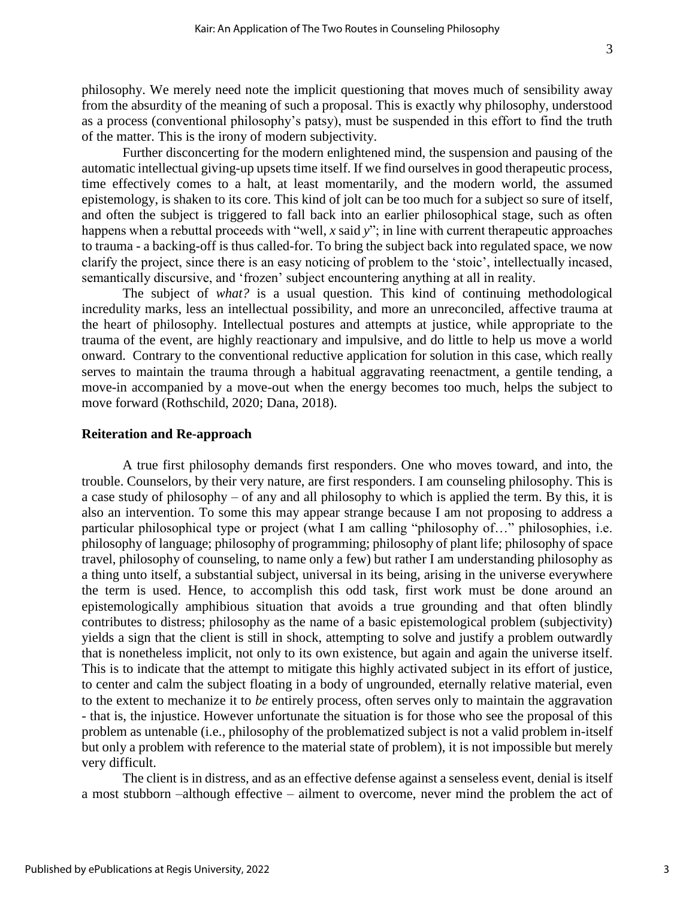philosophy. We merely need note the implicit questioning that moves much of sensibility away from the absurdity of the meaning of such a proposal. This is exactly why philosophy, understood as a process (conventional philosophy's patsy), must be suspended in this effort to find the truth of the matter. This is the irony of modern subjectivity.

Further disconcerting for the modern enlightened mind, the suspension and pausing of the automatic intellectual giving-up upsets time itself. If we find ourselves in good therapeutic process, time effectively comes to a halt, at least momentarily, and the modern world, the assumed epistemology, is shaken to its core. This kind of jolt can be too much for a subject so sure of itself, and often the subject is triggered to fall back into an earlier philosophical stage, such as often happens when a rebuttal proceeds with "well, *x* said *y*"; in line with current therapeutic approaches to trauma - a backing-off is thus called-for. To bring the subject back into regulated space, we now clarify the project, since there is an easy noticing of problem to the 'stoic', intellectually incased, semantically discursive, and 'frozen' subject encountering anything at all in reality.

The subject of *what?* is a usual question. This kind of continuing methodological incredulity marks, less an intellectual possibility, and more an unreconciled, affective trauma at the heart of philosophy. Intellectual postures and attempts at justice, while appropriate to the trauma of the event, are highly reactionary and impulsive, and do little to help us move a world onward. Contrary to the conventional reductive application for solution in this case, which really serves to maintain the trauma through a habitual aggravating reenactment, a gentile tending, a move-in accompanied by a move-out when the energy becomes too much, helps the subject to move forward (Rothschild, 2020; Dana, 2018).

### Reiteration and Re-approach

A true first philosophy demands first responders. One who moves toward, and into, the trouble. Counselors, by their very nature, are first responders. I am counseling philosophy. This is a case study of philosophy – of any and all philosophy to which is applied the term. By this, it is also an intervention. To some this may appear strange because I am not proposing to address a particular philosophical type or project (what I am calling "philosophy of…" philosophies, i.e. philosophy of language; philosophy of programming; philosophy of plant life; philosophy of space travel, philosophy of counseling, to name only a few) but rather I am understanding philosophy as a thing unto itself, a substantial subject, universal in its being, arising in the universe everywhere the term is used. Hence, to accomplish this odd task, first work must be done around an epistemologically amphibious situation that avoids a true grounding and that often blindly contributes to distress; philosophy as the name of a basic epistemological problem (subjectivity) yields a sign that the client is still in shock, attempting to solve and justify a problem outwardly that is nonetheless implicit, not only to its own existence, but again and again the universe itself. This is to indicate that the attempt to mitigate this highly activated subject in its effort of justice, to center and calm the subject floating in a body of ungrounded, eternally relative material, even to the extent to mechanize it to *be* entirely process, often serves only to maintain the aggravation - that is, the injustice. However unfortunate the situation is for those who see the proposal of this problem as untenable (i.e., philosophy of the problematized subject is not a valid problem in-itself but only a problem with reference to the material state of problem), it is not impossible but merely very difficult.

The client is in distress, and as an effective defense against a senseless event, denial is itself a most stubborn –although effective – ailment to overcome, never mind the problem the act of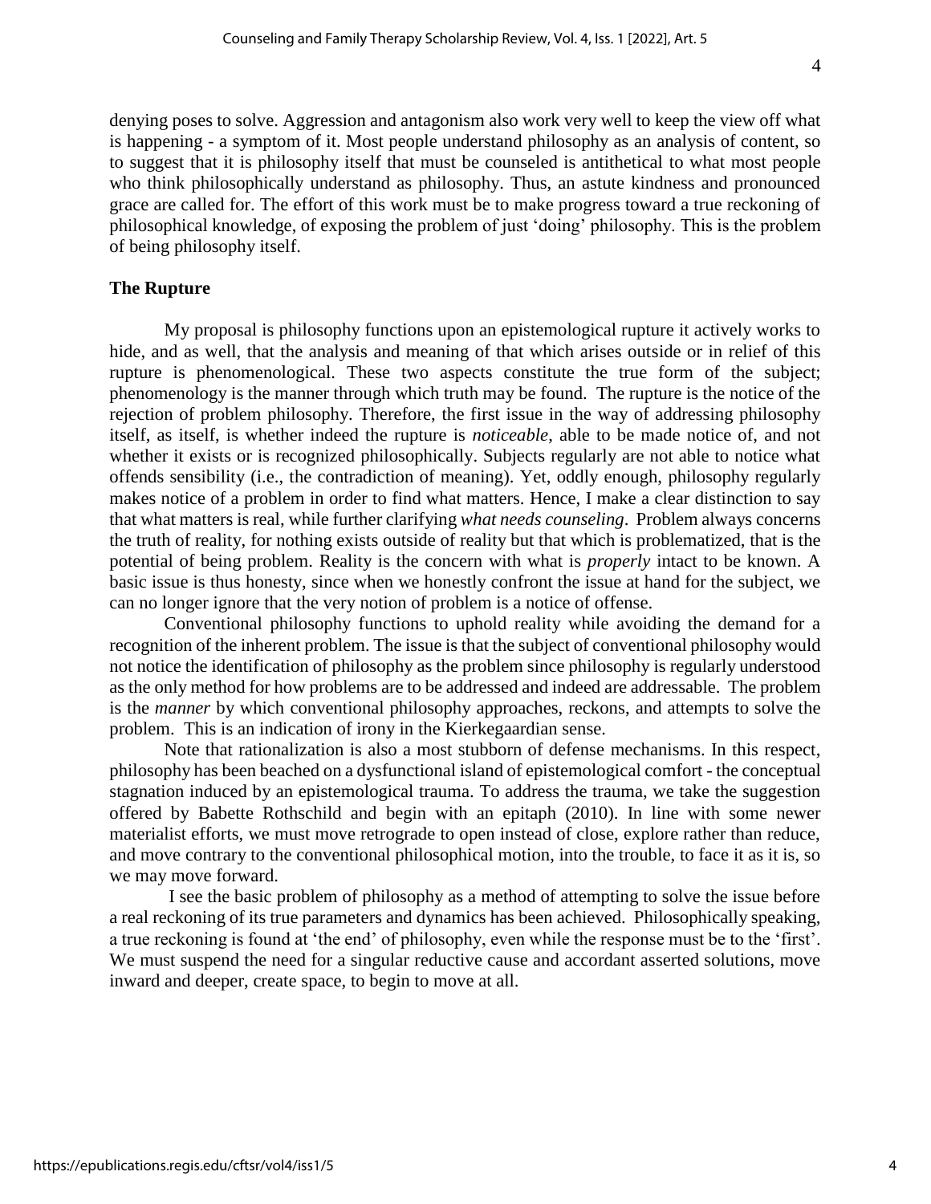denying poses to solve. Aggression and antagonism also work very well to keep the view off what is happening - a symptom of it. Most people understand philosophy as an analysis of content, so to suggest that it is philosophy itself that must be counseled is antithetical to what most people who think philosophically understand as philosophy. Thus, an astute kindness and pronounced grace are called for. The effort of this work must be to make progress toward a true reckoning of philosophical knowledge, of exposing the problem of just 'doing' philosophy. This is the problem of being philosophy itself.

**The Rupture**

My proposal is philosophy functions upon an epistemological rupture it actively works to hide, and as well, that the analysis and meaning of that which arises outside or in relief of this rupture is phenomenological. These two aspects constitute the true form of the subject; phenomenology is the manner through which truth may be found. The rupture is the notice of the rejection of problem philosophy. Therefore, the first issue in the way of addressing philosophy itself, as itself, is whether indeed the rupture is *noticeable*, able to be made notice of, and not whether it exists or is recognized philosophically. Subjects regularly are not able to notice what offends sensibility (i.e., the contradiction of meaning). Yet, oddly enough, philosophy regularly makes notice of a problem in order to find what matters. Hence, I make a clear distinction to say that what matters is real, while further clarifying *what needs counseling*. Problem always concerns the truth of reality, for nothing exists outside of reality but that which is problematized, that is the potential of being problem. Reality is the concern with what is *properly* intact to be known. A basic issue is thus honesty, since when we honestly confront the issue at hand for the subject, we can no longer ignore that the very notion of problem is a notice of offense.

Conventional philosophy functions to uphold reality while avoiding the demand for a recognition of the inherent problem. The issue is that the subject of conventional philosophy would not notice the identification of philosophy as the problem since philosophy is regularly understood as the only method for how problems are to be addressed and indeed are addressable. The problem is the *manner* by which conventional philosophy approaches, reckons, and attempts to solve the problem. This is an indication of irony in the Kierkegaardian sense.

Note that rationalization is also a most stubborn of defense mechanisms. In this respect, philosophy has been beached on a dysfunctional island of epistemological comfort - the conceptual stagnation induced by an epistemological trauma. To address the trauma, we take the suggestion offered by Babette Rothschild and begin with an epitaph (2010). In line with some newer materialist efforts, we must move retrograde to open instead of close, explore rather than reduce, and move contrary to the conventional philosophical motion, into the trouble, to face it as it is, so we may move forward.

I see the basic problem of philosophy as a method of attempting to solve the issue before a real reckoning of its true parameters and dynamics has been achieved. Philosophically speaking, a true reckoning is found at 'the end' of philosophy, even while the response must be to the 'first'. We must suspend the need for a singular reductive cause and accordant asserted solutions, move inward and deeper, create space, to begin to move at all.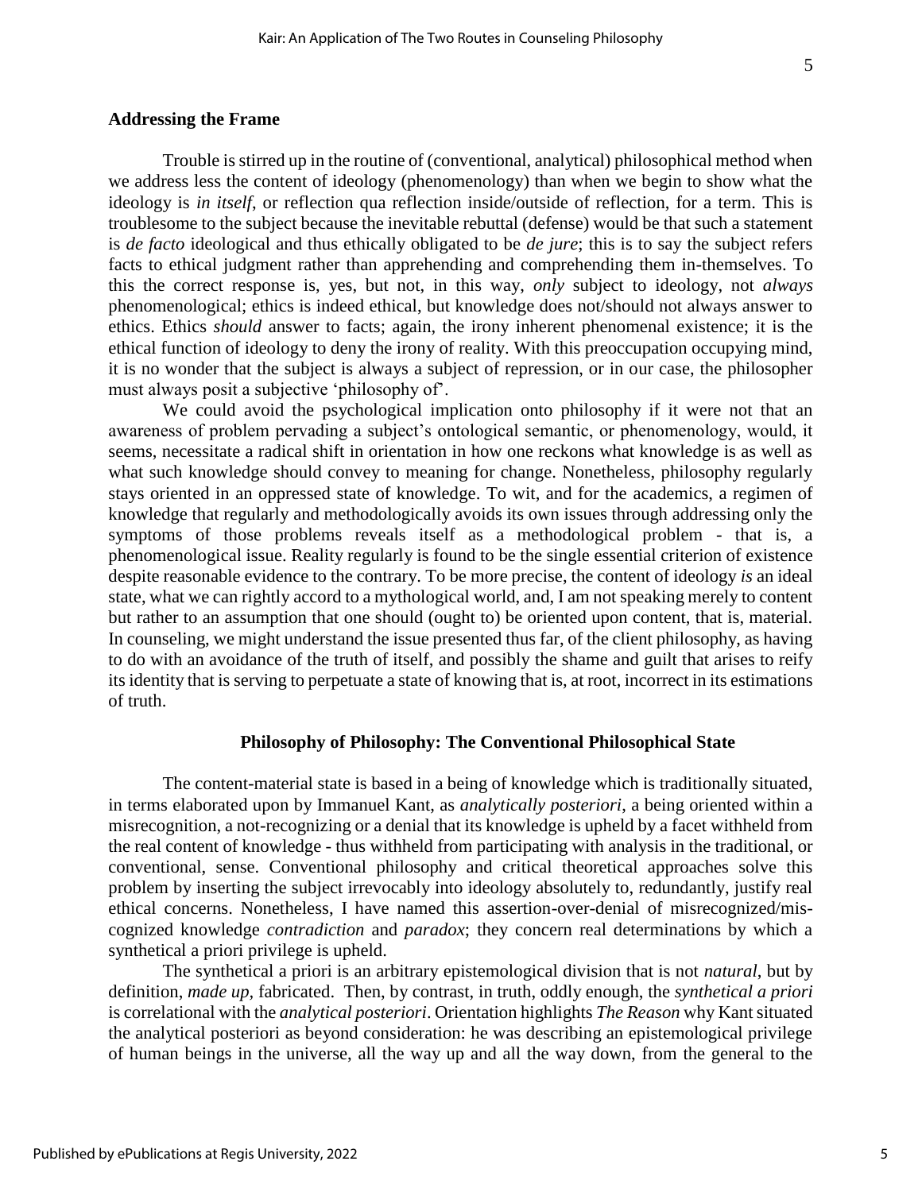## Addressing the Frame

Trouble is stirred up in the routine of (conventional, analytical) philosophical method when we address less the content of ideology (phenomenology) than when we begin to show what the ideology is *in itself*, or reflection qua reflection inside/outside of reflection, for a term. This is troublesome to the subject because the inevitable rebuttal (defense) would be that such a statement is *de facto* ideological and thus ethically obligated to be *de jure*; this is to say the subject refers facts to ethical judgment rather than apprehending and comprehending them in-themselves. To this the correct response is, yes, but not, in this way, *only* subject to ideology, not *always* phenomenological; ethics is indeed ethical, but knowledge does not/should not always answer to ethics. Ethics *should* answer to facts; again, the irony inherent phenomenal existence; it is the ethical function of ideology to deny the irony of reality. With this preoccupation occupying mind, it is no wonder that the subject is always a subject of repression, or in our case, the philosopher must always posit a subjective 'philosophy of'.

We could avoid the psychological implication onto philosophy if it were not that an awareness of problem pervading a subject's ontological semantic, or phenomenology, would, it seems, necessitate a radical shift in orientation in how one reckons what knowledge is as well as what such knowledge should convey to meaning for change. Nonetheless, philosophy regularly stays oriented in an oppressed state of knowledge. To wit, and for the academics, a regimen of knowledge that regularly and methodologically avoids its own issues through addressing only the symptoms of those problems reveals itself as a methodological problem - that is, a phenomenological issue. Reality regularly is found to be the single essential criterion of existence despite reasonable evidence to the contrary. To be more precise, the content of ideology *is* an ideal state, what we can rightly accord to a mythological world, and, I am not speaking merely to content but rather to an assumption that one should (ought to) be oriented upon content, that is, material. In counseling, we might understand the issue presented thus far, of the client philosophy, as having to do with an avoidance of the truth of itself, and possibly the shame and guilt that arises to reify its identity that is serving to perpetuate a state of knowing that is, at root, incorrect in its estimations of truth.

### Philosophy of Philosophy: The Conventional Philosophical State

The content-material state is based in a being of knowledge which is traditionally situated, in terms elaborated upon by Immanuel Kant, as *analytically posteriori*, a being oriented within a misrecognition, a not-recognizing or a denial that its knowledge is upheld by a facet withheld from the real content of knowledge - thus withheld from participating with analysis in the traditional, or conventional, sense. Conventional philosophy and critical theoretical approaches solve this problem by inserting the subject irrevocably into ideology absolutely to, redundantly, justify real ethical concerns. Nonetheless, I have named this assertion-over-denial of misrecognized/mis-cognized knowledge *contradiction* and *paradox*; they concern real determinations by which a synthetical a priori privilege is upheld.

The synthetical a priori is an arbitrary epistemological division that is not *natural*, but by definition, *made up*, fabricated. Then, by contrast, in truth, oddly enough, the *synthetical a priori* is correlational with the *analytical posteriori*. Orientation highlights *The Reason* why Kant situated the analytical posteriori as beyond consideration: he was describing an epistemological privilege of human beings in the universe, all the way up and all the way down, from the general to the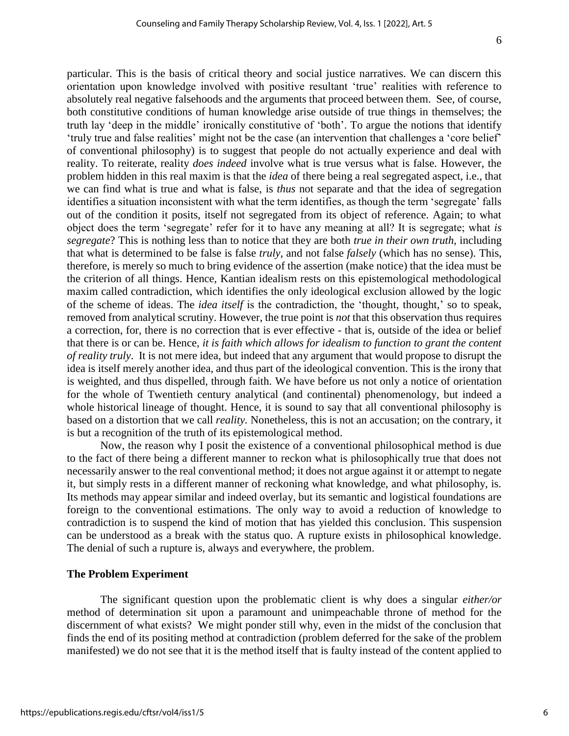particular. This is the basis of critical theory and social justice narratives. We can discern this orientation upon knowledge involved with positive resultant 'true' realities with reference to absolutely real negative falsehoods and the arguments that proceed between them. See, of course, both constitutive conditions of human knowledge arise outside of true things in themselves; the truth lay 'deep in the middle' ironically constitutive of 'both'. To argue the notions that identify 'truly true and false realities' might not be the case (an intervention that challenges a 'core belief' of conventional philosophy) is to suggest that people do not actually experience and deal with reality. To reiterate, reality *does indeed* involve what is true versus what is false. However, the problem hidden in this real maxim is that the *idea* of there being a real segregated aspect, i.e., that we can find what is true and what is false, is *thus* not separate and that the idea of segregation identifies a situation inconsistent with what the term identifies, as though the term 'segregate' falls out of the condition it posits, itself not segregated from its object of reference. Again; to what object does the term 'segregate' refer for it to have any meaning at all? It is segregate; what *is segregate*? This is nothing less than to notice that they are both *true in their own truth*, including that what is determined to be false is false *truly*, and not false *falsely* (which has no sense). This, therefore, is merely so much to bring evidence of the assertion (make notice) that the idea must be the criterion of all things. Hence, Kantian idealism rests on this epistemological methodological maxim called contradiction, which identifies the only ideological exclusion allowed by the logic of the scheme of ideas. The *idea itself* is the contradiction, the 'thought, thought,' so to speak, removed from analytical scrutiny. However, the true point is *not* that this observation thus requires a correction, for, there is no correction that is ever effective - that is, outside of the idea or belief that there is or can be. Hence, *it is faith which allows for idealism to function to grant the content of reality truly*. It is not mere idea, but indeed that any argument that would propose to disrupt the idea is itself merely another idea, and thus part of the ideological convention. This is the irony that is weighted, and thus dispelled, through faith. We have before us not only a notice of orientation for the whole of Twentieth century analytical (and continental) phenomenology, but indeed a whole historical lineage of thought. Hence, it is sound to say that all conventional philosophy is based on a distortion that we call *reality.* Nonetheless, this is not an accusation; on the contrary, it is but a recognition of the truth of its epistemological method.

Now, the reason why I posit the existence of a conventional philosophical method is due to the fact of there being a different manner to reckon what is philosophically true that does not necessarily answer to the real conventional method; it does not argue against it or attempt to negate it, but simply rests in a different manner of reckoning what knowledge, and what philosophy, is. Its methods may appear similar and indeed overlay, but its semantic and logistical foundations are foreign to the conventional estimations. The only way to avoid a reduction of knowledge to contradiction is to suspend the kind of motion that has yielded this conclusion. This suspension can be understood as a break with the status quo. A rupture exists in philosophical knowledge. The denial of such a rupture is, always and everywhere, the problem.

## The Problem Experiment

The significant question upon the problematic client is why does a singular *either/or* method of determination sit upon a paramount and unimpeachable throne of method for the discernment of what exists? We might ponder still why, even in the midst of the conclusion that finds the end of its positing method at contradiction (problem deferred for the sake of the problem manifested) we do not see that it is the method itself that is faulty instead of the content applied to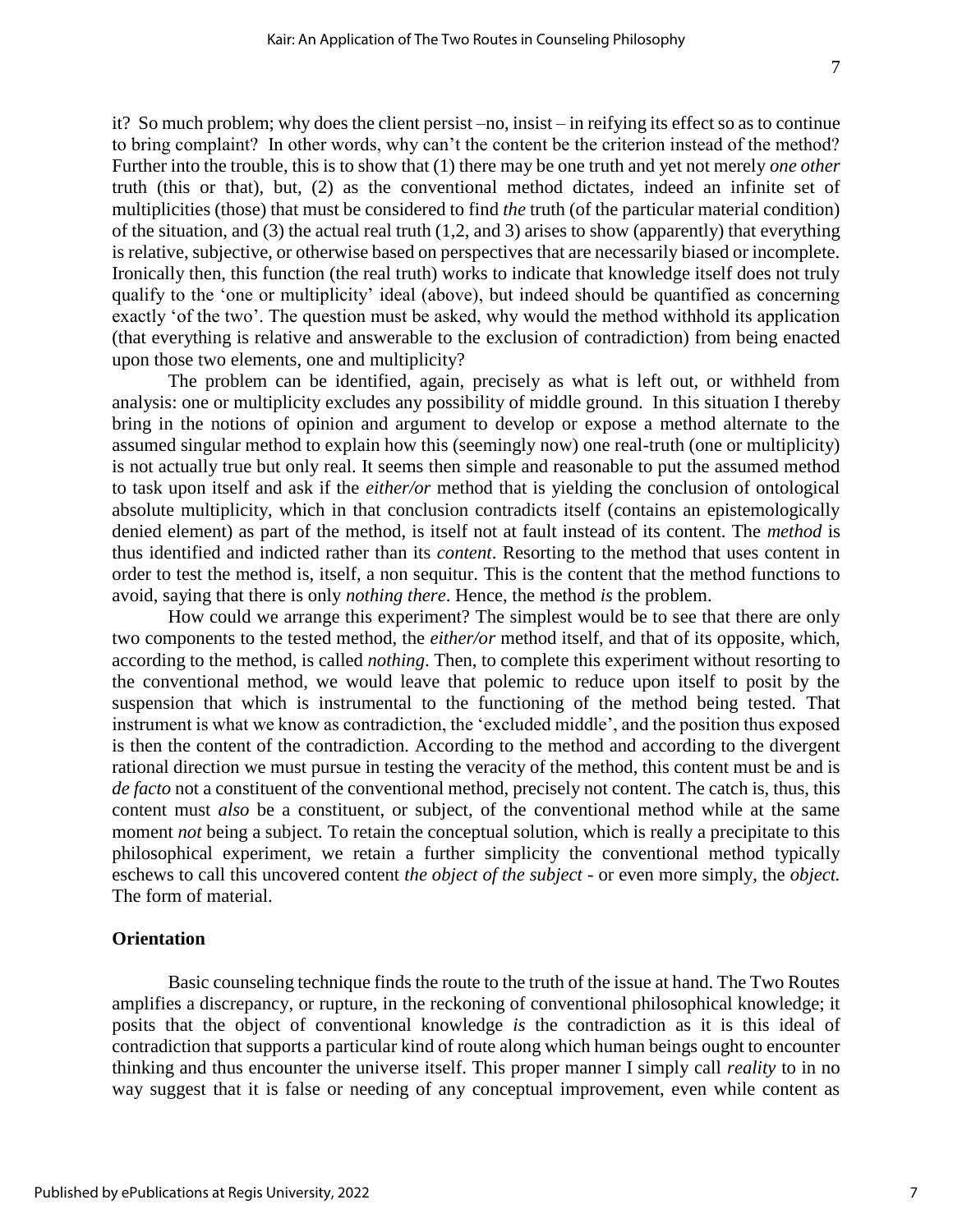it? So much problem; why does the client persist –no, insist – in reifying its effect so as to continue to bring complaint? In other words, why can't the content be the criterion instead of the method? Further into the trouble, this is to show that (1) there may be one truth and yet not merely *one other* truth (this or that), but, (2) as the conventional method dictates, indeed an infinite set of multiplicities (those) that must be considered to find *the* truth (of the particular material condition) of the situation, and (3) the actual real truth (1,2, and 3) arises to show (apparently) that everything is relative, subjective, or otherwise based on perspectives that are necessarily biased or incomplete. Ironically then, this function (the real truth) works to indicate that knowledge itself does not truly qualify to the 'one or multiplicity' ideal (above), but indeed should be quantified as concerning exactly 'of the two'. The question must be asked, why would the method withhold its application (that everything is relative and answerable to the exclusion of contradiction) from being enacted upon those two elements, one and multiplicity?

The problem can be identified, again, precisely as what is left out, or withheld from analysis: one or multiplicity excludes any possibility of middle ground. In this situation I thereby bring in the notions of opinion and argument to develop or expose a method alternate to the assumed singular method to explain how this (seemingly now) one real-truth (one or multiplicity) is not actually true but only real. It seems then simple and reasonable to put the assumed method to task upon itself and ask if the *either/or* method that is yielding the conclusion of ontological absolute multiplicity, which in that conclusion contradicts itself (contains an epistemologically denied element) as part of the method, is itself not at fault instead of its content. The *method* is thus identified and indicted rather than its *content*. Resorting to the method that uses content in order to test the method is, itself, a non sequitur. This is the content that the method functions to avoid, saying that there is only *nothing there*. Hence, the method *is* the problem.

How could we arrange this experiment? The simplest would be to see that there are only two components to the tested method, the *either/or* method itself, and that of its opposite, which, according to the method, is called *nothing*. Then, to complete this experiment without resorting to the conventional method, we would leave that polemic to reduce upon itself to posit by the suspension that which is instrumental to the functioning of the method being tested. That instrument is what we know as contradiction, the 'excluded middle', and the position thus exposed is then the content of the contradiction. According to the method and according to the divergent rational direction we must pursue in testing the veracity of the method, this content must be and is *de facto* not a constituent of the conventional method, precisely not content. The catch is, thus, this content must *also* be a constituent, or subject, of the conventional method while at the same moment *not* being a subject. To retain the conceptual solution, which is really a precipitate to this philosophical experiment, we retain a further simplicity the conventional method typically eschews to call this uncovered content *the object of the subject* - or even more simply, the *object.* The form of material.

## Orientation

Basic counseling technique finds the route to the truth of the issue at hand. The Two Routes amplifies a discrepancy, or rupture, in the reckoning of conventional philosophical knowledge; it posits that the object of conventional knowledge *is* the contradiction as it is this ideal of contradiction that supports a particular kind of route along which human beings ought to encounter thinking and thus encounter the universe itself. This proper manner I simply call *reality* to in no way suggest that it is false or needing of any conceptual improvement, even while content as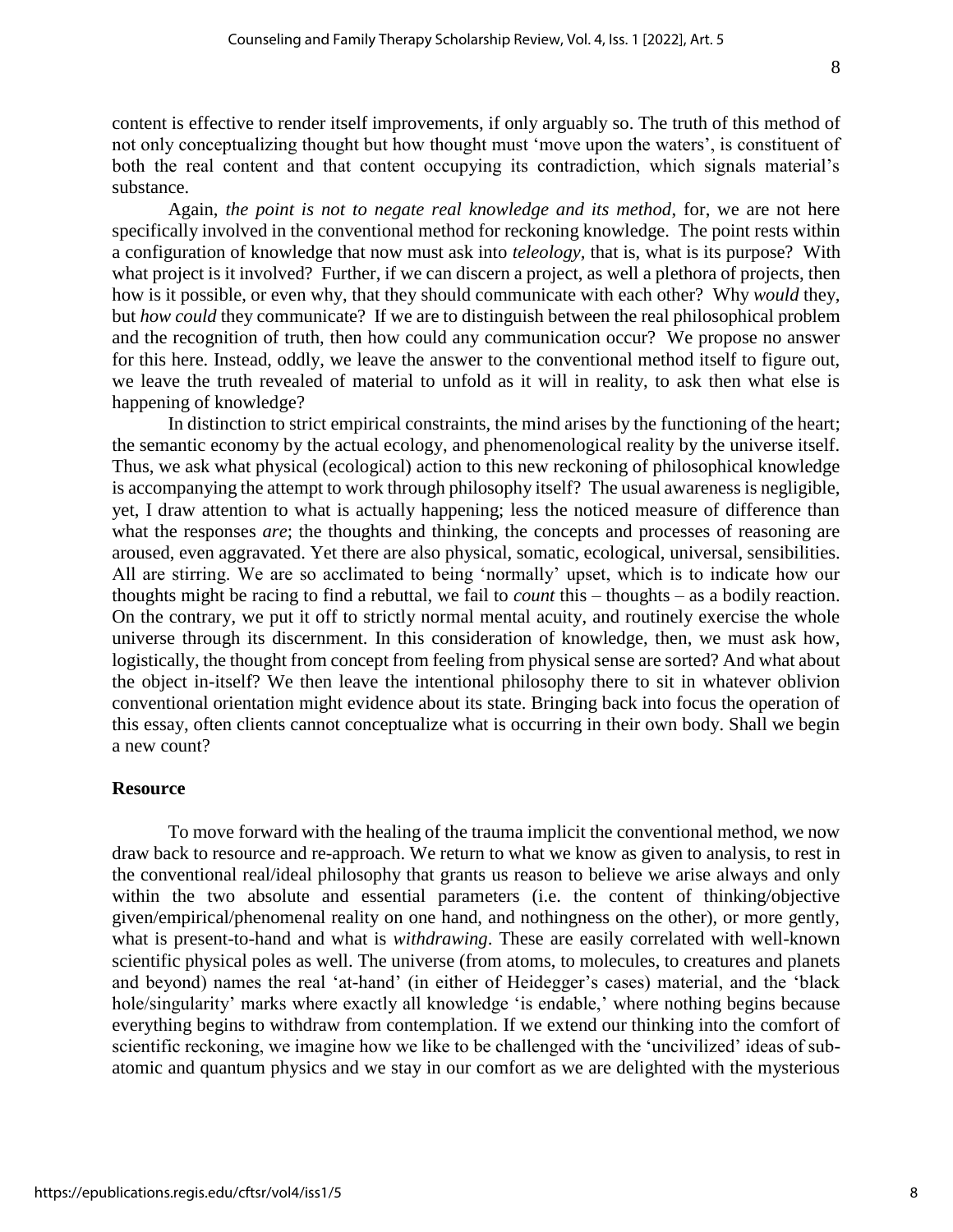content is effective to render itself improvements, if only arguably so. The truth of this method of not only conceptualizing thought but how thought must 'move upon the waters', is constituent of both the real content and that content occupying its contradiction, which signals material's substance.

Again, *the point is not to negate real knowledge and its method*, for, we are not here specifically involved in the conventional method for reckoning knowledge. The point rests within a configuration of knowledge that now must ask into *teleology*, that is, what is its purpose? With what project is it involved? Further, if we can discern a project, as well a plethora of projects, then how is it possible, or even why, that they should communicate with each other? Why *would* they, but *how could* they communicate? If we are to distinguish between the real philosophical problem and the recognition of truth, then how could any communication occur? We propose no answer for this here. Instead, oddly, we leave the answer to the conventional method itself to figure out, we leave the truth revealed of material to unfold as it will in reality, to ask then what else is happening of knowledge?

In distinction to strict empirical constraints, the mind arises by the functioning of the heart; the semantic economy by the actual ecology, and phenomenological reality by the universe itself. Thus, we ask what physical (ecological) action to this new reckoning of philosophical knowledge is accompanying the attempt to work through philosophy itself? The usual awareness is negligible, yet, I draw attention to what is actually happening; less the noticed measure of difference than what the responses *are*; the thoughts and thinking, the concepts and processes of reasoning are aroused, even aggravated. Yet there are also physical, somatic, ecological, universal, sensibilities. All are stirring. We are so acclimated to being 'normally' upset, which is to indicate how our thoughts might be racing to find a rebuttal, we fail to *count* this – thoughts – as a bodily reaction. On the contrary, we put it off to strictly normal mental acuity, and routinely exercise the whole universe through its discernment. In this consideration of knowledge, then, we must ask how, logistically, the thought from concept from feeling from physical sense are sorted? And what about the object in-itself? We then leave the intentional philosophy there to sit in whatever oblivion conventional orientation might evidence about its state. Bringing back into focus the operation of this essay, often clients cannot conceptualize what is occurring in their own body. Shall we begin a new count?

## Resource

To move forward with the healing of the trauma implicit the conventional method, we now draw back to resource and re-approach. We return to what we know as given to analysis, to rest in the conventional real/ideal philosophy that grants us reason to believe we arise always and only within the two absolute and essential parameters (i.e. the content of thinking/objective given/empirical/phenomenal reality on one hand, and nothingness on the other), or more gently, what is present-to-hand and what is *withdrawing*. These are easily correlated with well-known scientific physical poles as well. The universe (from atoms, to molecules, to creatures and planets and beyond) names the real 'at-hand' (in either of Heidegger's cases) material, and the 'black hole/singularity' marks where exactly all knowledge 'is endable,' where nothing begins because everything begins to withdraw from contemplation. If we extend our thinking into the comfort of scientific reckoning, we imagine how we like to be challenged with the 'uncivilized' ideas of sub-atomic and quantum physics and we stay in our comfort as we are delighted with the mysterious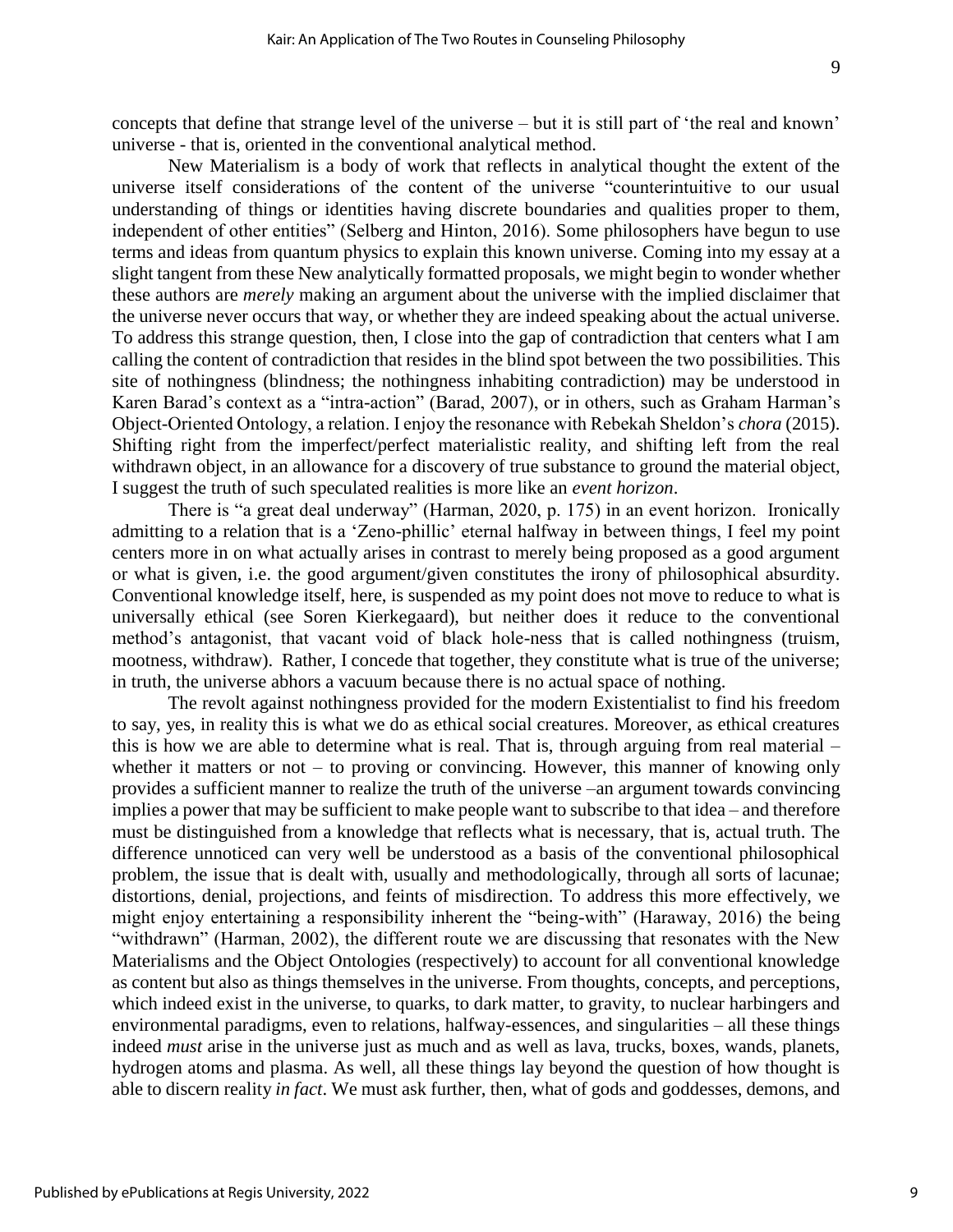concepts that define that strange level of the universe – but it is still part of 'the real and known' universe - that is, oriented in the conventional analytical method.

New Materialism is a body of work that reflects in analytical thought the extent of the universe itself considerations of the content of the universe "counterintuitive to our usual understanding of things or identities having discrete boundaries and qualities proper to them, independent of other entities" (Selberg and Hinton, 2016). Some philosophers have begun to use terms and ideas from quantum physics to explain this known universe. Coming into my essay at a slight tangent from these New analytically formatted proposals, we might begin to wonder whether these authors are *merely* making an argument about the universe with the implied disclaimer that the universe never occurs that way, or whether they are indeed speaking about the actual universe. To address this strange question, then, I close into the gap of contradiction that centers what I am calling the content of contradiction that resides in the blind spot between the two possibilities. This site of nothingness (blindness; the nothingness inhabiting contradiction) may be understood in Karen Barad's context as a "intra-action" (Barad, 2007), or in others, such as Graham Harman's Object-Oriented Ontology, a relation. I enjoy the resonance with Rebekah Sheldon's *chora* (2015). Shifting right from the imperfect/perfect materialistic reality, and shifting left from the real withdrawn object, in an allowance for a discovery of true substance to ground the material object, I suggest the truth of such speculated realities is more like an *event horizon*.

There is "a great deal underway" (Harman, 2020, p. 175) in an event horizon. Ironically admitting to a relation that is a 'Zeno-phillic' eternal halfway in between things, I feel my point centers more in on what actually arises in contrast to merely being proposed as a good argument or what is given, i.e. the good argument/given constitutes the irony of philosophical absurdity. Conventional knowledge itself, here, is suspended as my point does not move to reduce to what is universally ethical (see Soren Kierkegaard), but neither does it reduce to the conventional method's antagonist, that vacant void of black hole-ness that is called nothingness (truism, mootness, withdraw). Rather, I concede that together, they constitute what is true of the universe; in truth, the universe abhors a vacuum because there is no actual space of nothing.

The revolt against nothingness provided for the modern Existentialist to find his freedom to say, yes, in reality this is what we do as ethical social creatures. Moreover, as ethical creatures this is how we are able to determine what is real. That is, through arguing from real material – whether it matters or not – to proving or convincing. However, this manner of knowing only provides a sufficient manner to realize the truth of the universe –an argument towards convincing implies a power that may be sufficient to make people want to subscribe to that idea – and therefore must be distinguished from a knowledge that reflects what is necessary, that is, actual truth. The difference unnoticed can very well be understood as a basis of the conventional philosophical problem, the issue that is dealt with, usually and methodologically, through all sorts of lacunae; distortions, denial, projections, and feints of misdirection. To address this more effectively, we might enjoy entertaining a responsibility inherent the "being-with" (Haraway, 2016) the being "withdrawn" (Harman, 2002), the different route we are discussing that resonates with the New Materialisms and the Object Ontologies (respectively) to account for all conventional knowledge as content but also as things themselves in the universe. From thoughts, concepts, and perceptions, which indeed exist in the universe, to quarks, to dark matter, to gravity, to nuclear harbingers and environmental paradigms, even to relations, halfway-essences, and singularities – all these things indeed *must* arise in the universe just as much and as well as lava, trucks, boxes, wands, planets, hydrogen atoms and plasma. As well, all these things lay beyond the question of how thought is able to discern reality *in fact*. We must ask further, then, what of gods and goddesses, demons, and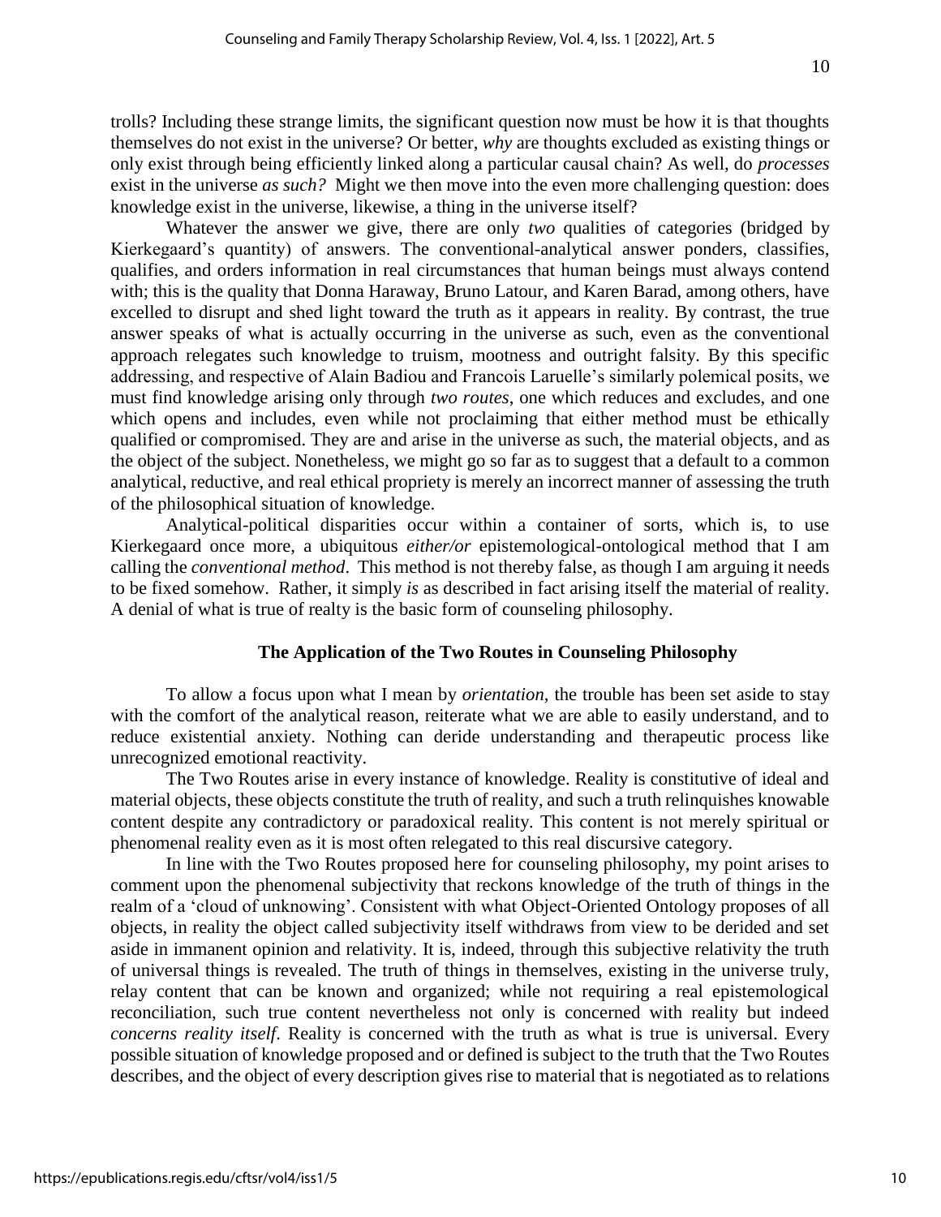trolls? Including these strange limits, the significant question now must be how it is that thoughts themselves do not exist in the universe? Or better, *why* are thoughts excluded as existing things or only exist through being efficiently linked along a particular causal chain? As well, do *processes* exist in the universe *as such?* Might we then move into the even more challenging question: does knowledge exist in the universe, likewise, a thing in the universe itself?

Whatever the answer we give, there are only *two* qualities of categories (bridged by Kierkegaard's quantity) of answers. The conventional-analytical answer ponders, classifies, qualifies, and orders information in real circumstances that human beings must always contend with; this is the quality that Donna Haraway, Bruno Latour, and Karen Barad, among others, have excelled to disrupt and shed light toward the truth as it appears in reality. By contrast, the true answer speaks of what is actually occurring in the universe as such, even as the conventional approach relegates such knowledge to truism, mootness and outright falsity. By this specific addressing, and respective of Alain Badiou and Francois Laruelle's similarly polemical posits, we must find knowledge arising only through *two routes*, one which reduces and excludes, and one which opens and includes, even while not proclaiming that either method must be ethically qualified or compromised. They are and arise in the universe as such, the material objects, and as the object of the subject. Nonetheless, we might go so far as to suggest that a default to a common analytical, reductive, and real ethical propriety is merely an incorrect manner of assessing the truth of the philosophical situation of knowledge.

Analytical-political disparities occur within a container of sorts, which is, to use Kierkegaard once more, a ubiquitous *either/or* epistemological-ontological method that I am calling the *conventional method*. This method is not thereby false, as though I am arguing it needs to be fixed somehow. Rather, it simply *is* as described in fact arising itself the material of reality. A denial of what is true of realty is the basic form of counseling philosophy.

## The Application of the Two Routes in Counseling Philosophy

To allow a focus upon what I mean by *orientation,* the trouble has been set aside to stay with the comfort of the analytical reason, reiterate what we are able to easily understand, and to reduce existential anxiety. Nothing can deride understanding and therapeutic process like unrecognized emotional reactivity.

The Two Routes arise in every instance of knowledge. Reality is constitutive of ideal and material objects, these objects constitute the truth of reality, and such a truth relinquishes knowable content despite any contradictory or paradoxical reality. This content is not merely spiritual or phenomenal reality even as it is most often relegated to this real discursive category.

In line with the Two Routes proposed here for counseling philosophy, my point arises to comment upon the phenomenal subjectivity that reckons knowledge of the truth of things in the realm of a 'cloud of unknowing'. Consistent with what Object-Oriented Ontology proposes of all objects, in reality the object called subjectivity itself withdraws from view to be derided and set aside in immanent opinion and relativity. It is, indeed, through this subjective relativity the truth of universal things is revealed. The truth of things in themselves, existing in the universe truly, relay content that can be known and organized; while not requiring a real epistemological reconciliation, such true content nevertheless not only is concerned with reality but indeed *concerns reality itself*. Reality is concerned with the truth as what is true is universal. Every possible situation of knowledge proposed and or defined is subject to the truth that the Two Routes describes, and the object of every description gives rise to material that is negotiated as to relations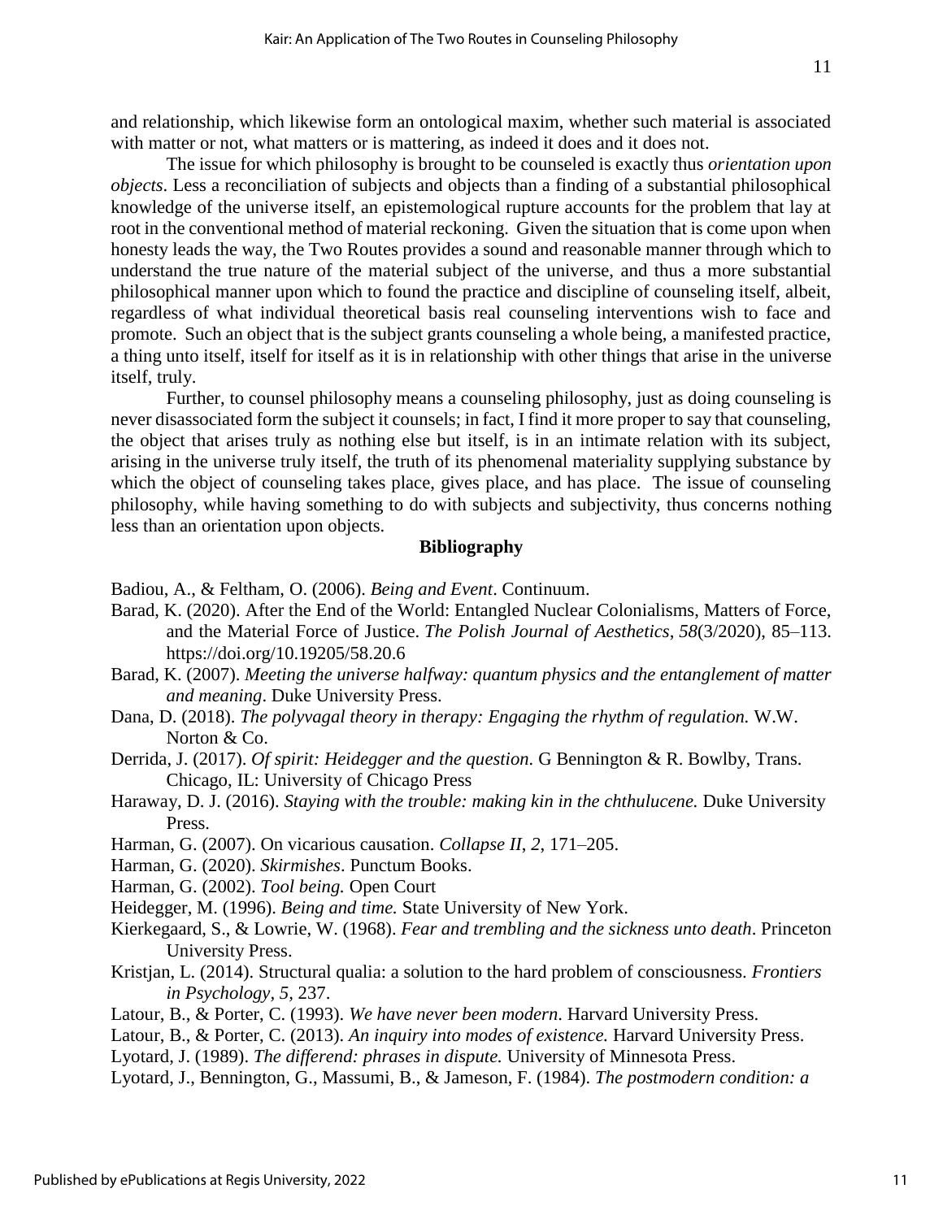and relationship, which likewise form an ontological maxim, whether such material is associated with matter or not, what matters or is mattering, as indeed it does and it does not.

The issue for which philosophy is brought to be counseled is exactly thus *orientation upon objects*. Less a reconciliation of subjects and objects than a finding of a substantial philosophical knowledge of the universe itself, an epistemological rupture accounts for the problem that lay at root in the conventional method of material reckoning. Given the situation that is come upon when honesty leads the way, the Two Routes provides a sound and reasonable manner through which to understand the true nature of the material subject of the universe, and thus a more substantial philosophical manner upon which to found the practice and discipline of counseling itself, albeit, regardless of what individual theoretical basis real counseling interventions wish to face and promote. Such an object that is the subject grants counseling a whole being, a manifested practice, a thing unto itself, itself for itself as it is in relationship with other things that arise in the universe itself, truly.

Further, to counsel philosophy means a counseling philosophy, just as doing counseling is never disassociated form the subject it counsels; in fact, I find it more proper to say that counseling, the object that arises truly as nothing else but itself, is in an intimate relation with its subject, arising in the universe truly itself, the truth of its phenomenal materiality supplying substance by which the object of counseling takes place, gives place, and has place. The issue of counseling philosophy, while having something to do with subjects and subjectivity, thus concerns nothing less than an orientation upon objects.

## Bibliography

Badiou, A., & Feltham, O. (2006). *Being and Event*. Continuum.

Barad, K. (2020). After the End of the World: Entangled Nuclear Colonialisms, Matters of Force, and the Material Force of Justice. *The Polish Journal of Aesthetics*, *58*(3/2020), 85–113. https://doi.org/10.19205/58.20.6

Barad, K. (2007). *Meeting the universe halfway: quantum physics and the entanglement of matter and meaning*. Duke University Press.

Dana, D. (2018). *The polyvagal theory in therapy: Engaging the rhythm of regulation.* W.W. Norton & Co.

Derrida, J. (2017). *Of spirit: Heidegger and the question*. G Bennington & R. Bowlby, Trans. Chicago, IL: University of Chicago Press

Haraway, D. J. (2016). *Staying with the trouble: making kin in the chthulucene.* Duke University Press.

Harman, G. (2007). On vicarious causation. *Collapse II*, *2*, 171–205.

Harman, G. (2020). *Skirmishes*. Punctum Books.

Harman, G. (2002). *Tool being.* Open Court

Heidegger, M. (1996). *Being and time.* State University of New York.

Kierkegaard, S., & Lowrie, W. (1968). *Fear and trembling and the sickness unto death*. Princeton University Press.

Kristjan, L. (2014). Structural qualia: a solution to the hard problem of consciousness. *Frontiers in Psychology*, *5*, 237.

Latour, B., & Porter, C. (1993). *We have never been modern*. Harvard University Press.

Latour, B., & Porter, C. (2013). *An inquiry into modes of existence.* Harvard University Press.

Lyotard, J. (1989). *The differend: phrases in dispute.* University of Minnesota Press.

Lyotard, J., Bennington, G., Massumi, B., & Jameson, F. (1984). *The postmodern condition: a*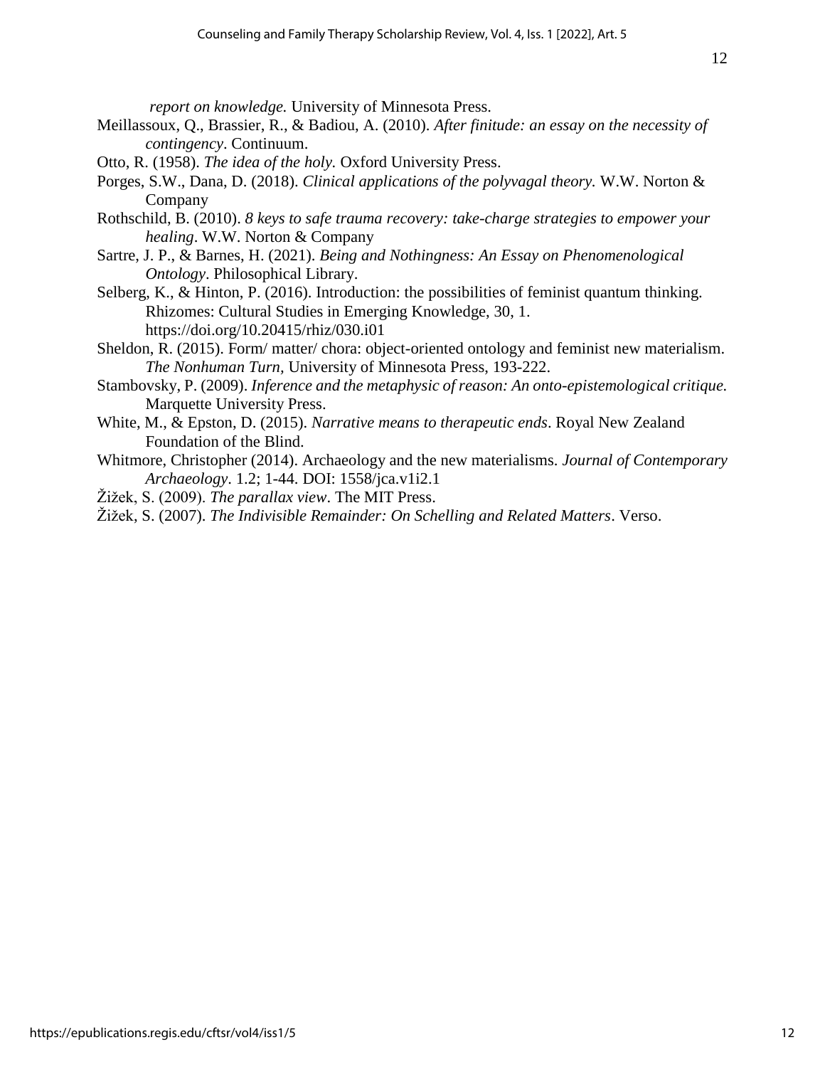*report on knowledge.* University of Minnesota Press.

Meillassoux, Q., Brassier, R., & Badiou, A. (2010). *After finitude: an essay on the necessity of contingency*. Continuum.

Otto, R. (1958). *The idea of the holy.* Oxford University Press.

Porges, S.W., Dana, D. (2018). *Clinical applications of the polyvagal theory.* W.W. Norton & Company

Rothschild, B. (2010). *8 keys to safe trauma recovery: take-charge strategies to empower your healing*. W.W. Norton & Company

Sartre, J. P., & Barnes, H. (2021). *Being and Nothingness: An Essay on Phenomenological Ontology*. Philosophical Library.

Selberg, K., & Hinton, P. (2016). Introduction: the possibilities of feminist quantum thinking. Rhizomes: Cultural Studies in Emerging Knowledge, 30, 1. https://doi.org/10.20415/rhiz/030.i01

Sheldon, R. (2015). Form/ matter/ chora: object-oriented ontology and feminist new materialism. *The Nonhuman Turn,* University of Minnesota Press, 193-222.

Stambovsky, P. (2009). *Inference and the metaphysic of reason: An onto-epistemological critique.* Marquette University Press.

White, M., & Epston, D. (2015). *Narrative means to therapeutic ends*. Royal New Zealand Foundation of the Blind.

Whitmore, Christopher (2014). Archaeology and the new materialisms. *Journal of Contemporary Archaeology*. 1.2; 1-44. DOI: 1558/jca.v1i2.1

Žižek, S. (2009). *The parallax view*. The MIT Press.

Žižek, S. (2007). *The Indivisible Remainder: On Schelling and Related Matters*. Verso.